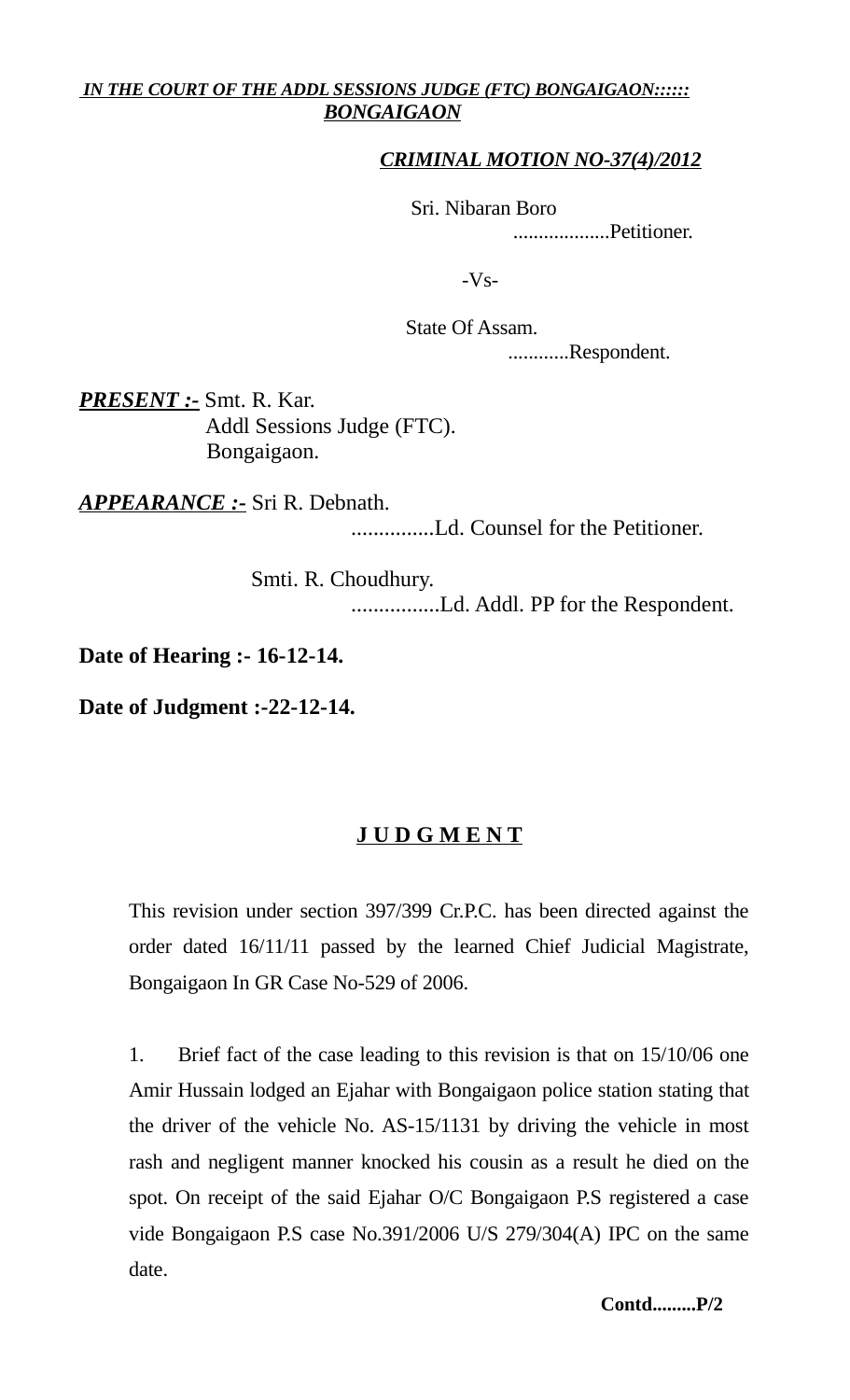***IN THE COURT OF THE ADDL SESSIONS JUDGE (FTC) BONGAIGAON::::: BONGAIGAON***

***CRIMINAL MOTION NO-37(4)/2012***

Sri. Nibaran Boro
...................Petitioner.

-Vs-

State Of Assam.
............Respondent.

***PRESENT :-*** Smt. R. Kar.
Addl Sessions Judge (FTC).
Bongaigaon.

***APPEARANCE :-*** Sri R. Debnath.
...............Ld. Counsel for the Petitioner.

Smti. R. Choudhury.
................Ld. Addl. PP for the Respondent.

**Date of Hearing :- 16-12-14.**

**Date of Judgment :-22-12-14.**

## **J U D G M E N T**

This revision under section 397/399 Cr.P.C. has been directed against the order dated 16/11/11 passed by the learned Chief Judicial Magistrate, Bongaigaon In GR Case No-529 of 2006.

1. Brief fact of the case leading to this revision is that on 15/10/06 one Amir Hussain lodged an Ejahar with Bongaigaon police station stating that the driver of the vehicle No. AS-15/1131 by driving the vehicle in most rash and negligent manner knocked his cousin as a result he died on the spot. On receipt of the said Ejahar O/C Bongaigaon P.S registered a case vide Bongaigaon P.S case No.391/2006 U/S 279/304(A) IPC on the same date.

**Contd.........P/2**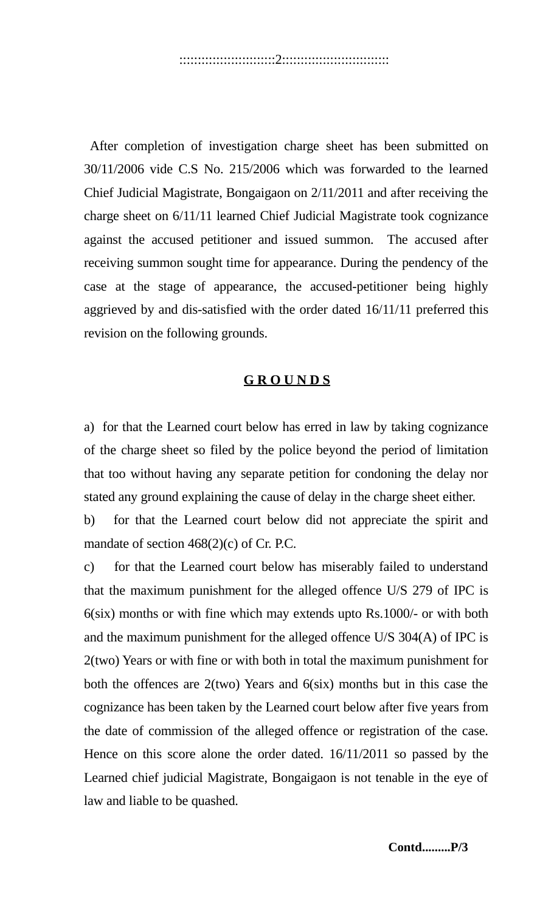After completion of investigation charge sheet has been submitted on 30/11/2006 vide C.S No. 215/2006 which was forwarded to the learned Chief Judicial Magistrate, Bongaigaon on 2/11/2011 and after receiving the charge sheet on 6/11/11 learned Chief Judicial Magistrate took cognizance against the accused petitioner and issued summon. The accused after receiving summon sought time for appearance. During the pendency of the case at the stage of appearance, the accused-petitioner being highly aggrieved by and dis-satisfied with the order dated 16/11/11 preferred this revision on the following grounds.

## G R O U N D S

a) for that the Learned court below has erred in law by taking cognizance of the charge sheet so filed by the police beyond the period of limitation that too without having any separate petition for condoning the delay nor stated any ground explaining the cause of delay in the charge sheet either.

b) for that the Learned court below did not appreciate the spirit and mandate of section 468(2)(c) of Cr. P.C.

c) for that the Learned court below has miserably failed to understand that the maximum punishment for the alleged offence U/S 279 of IPC is 6(six) months or with fine which may extends upto Rs.1000/- or with both and the maximum punishment for the alleged offence U/S 304(A) of IPC is 2(two) Years or with fine or with both in total the maximum punishment for both the offences are 2(two) Years and 6(six) months but in this case the cognizance has been taken by the Learned court below after five years from the date of commission of the alleged offence or registration of the case. Hence on this score alone the order dated. 16/11/2011 so passed by the Learned chief judicial Magistrate, Bongaigaon is not tenable in the eye of law and liable to be quashed.

**Contd.........P/3**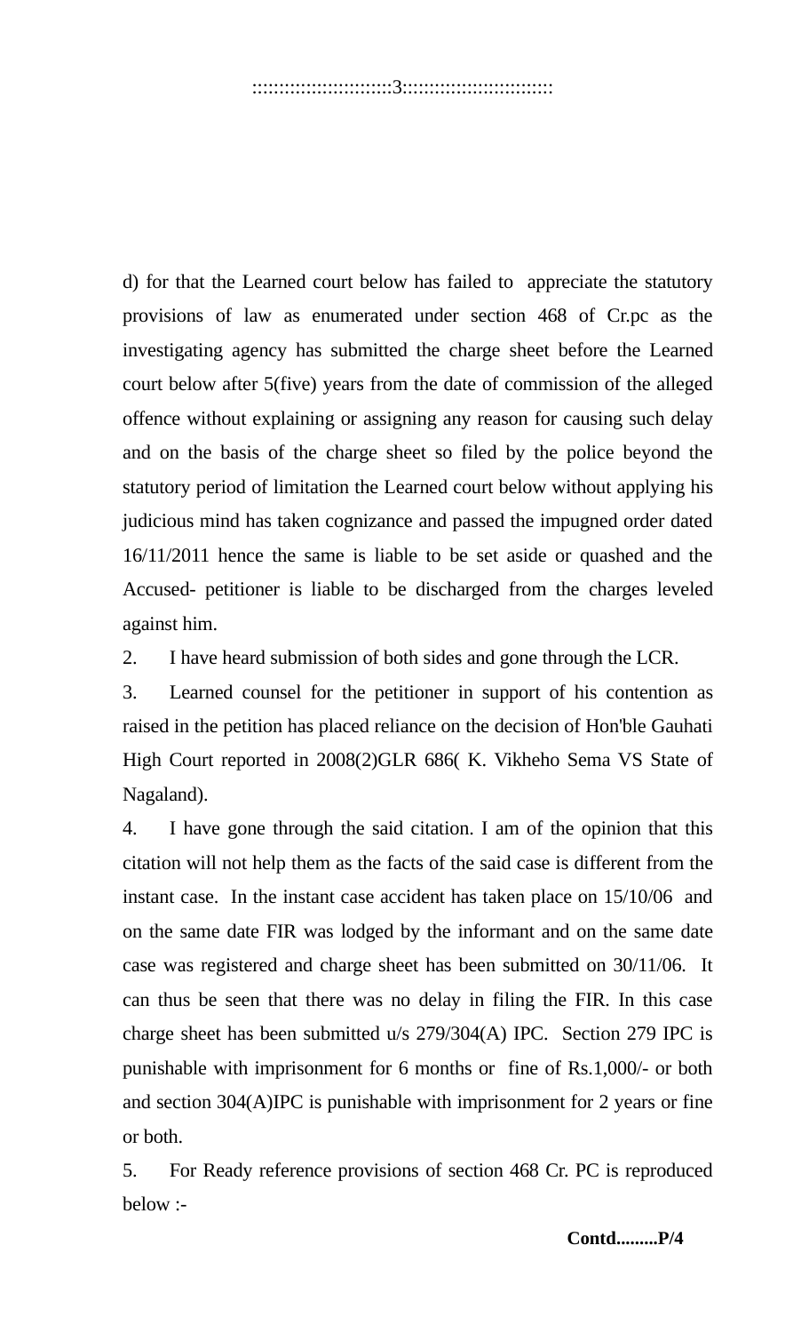d) for that the Learned court below has failed to appreciate the statutory provisions of law as enumerated under section 468 of Cr.pc as the investigating agency has submitted the charge sheet before the Learned court below after 5(five) years from the date of commission of the alleged offence without explaining or assigning any reason for causing such delay and on the basis of the charge sheet so filed by the police beyond the statutory period of limitation the Learned court below without applying his judicious mind has taken cognizance and passed the impugned order dated 16/11/2011 hence the same is liable to be set aside or quashed and the Accused- petitioner is liable to be discharged from the charges leveled against him.

2. I have heard submission of both sides and gone through the LCR.

3. Learned counsel for the petitioner in support of his contention as raised in the petition has placed reliance on the decision of Hon'ble Gauhati High Court reported in 2008(2)GLR 686( K. Vikheho Sema VS State of Nagaland).

4. I have gone through the said citation. I am of the opinion that this citation will not help them as the facts of the said case is different from the instant case. In the instant case accident has taken place on 15/10/06 and on the same date FIR was lodged by the informant and on the same date case was registered and charge sheet has been submitted on 30/11/06. It can thus be seen that there was no delay in filing the FIR. In this case charge sheet has been submitted u/s 279/304(A) IPC. Section 279 IPC is punishable with imprisonment for 6 months or fine of Rs.1,000/- or both and section 304(A)IPC is punishable with imprisonment for 2 years or fine or both.

5. For Ready reference provisions of section 468 Cr. PC is reproduced below :-

**Contd.........P/4**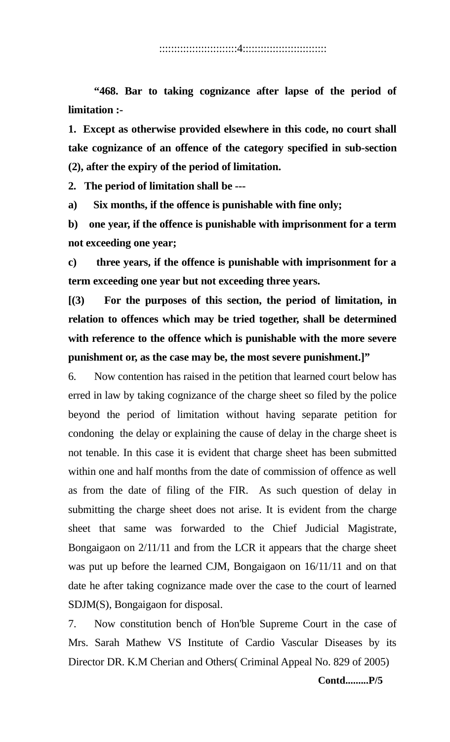**"468. Bar to taking cognizance after lapse of the period of limitation :-**

**1. Except as otherwise provided elsewhere in this code, no court shall take cognizance of an offence of the category specified in sub-section (2), after the expiry of the period of limitation.**

**2. The period of limitation shall be ---**

**a) Six months, if the offence is punishable with fine only;**

**b) one year, if the offence is punishable with imprisonment for a term not exceeding one year;**

**c) three years, if the offence is punishable with imprisonment for a term exceeding one year but not exceeding three years.**

**[(3) For the purposes of this section, the period of limitation, in relation to offences which may be tried together, shall be determined with reference to the offence which is punishable with the more severe punishment or, as the case may be, the most severe punishment.]"**

6. Now contention has raised in the petition that learned court below has erred in law by taking cognizance of the charge sheet so filed by the police beyond the period of limitation without having separate petition for condoning the delay or explaining the cause of delay in the charge sheet is not tenable. In this case it is evident that charge sheet has been submitted within one and half months from the date of commission of offence as well as from the date of filing of the FIR. As such question of delay in submitting the charge sheet does not arise. It is evident from the charge sheet that same was forwarded to the Chief Judicial Magistrate, Bongaigaon on 2/11/11 and from the LCR it appears that the charge sheet was put up before the learned CJM, Bongaigaon on 16/11/11 and on that date he after taking cognizance made over the case to the court of learned SDJM(S), Bongaigaon for disposal.

7. Now constitution bench of Hon'ble Supreme Court in the case of Mrs. Sarah Mathew VS Institute of Cardio Vascular Diseases by its Director DR. K.M Cherian and Others( Criminal Appeal No. 829 of 2005)

**Contd.........P/5**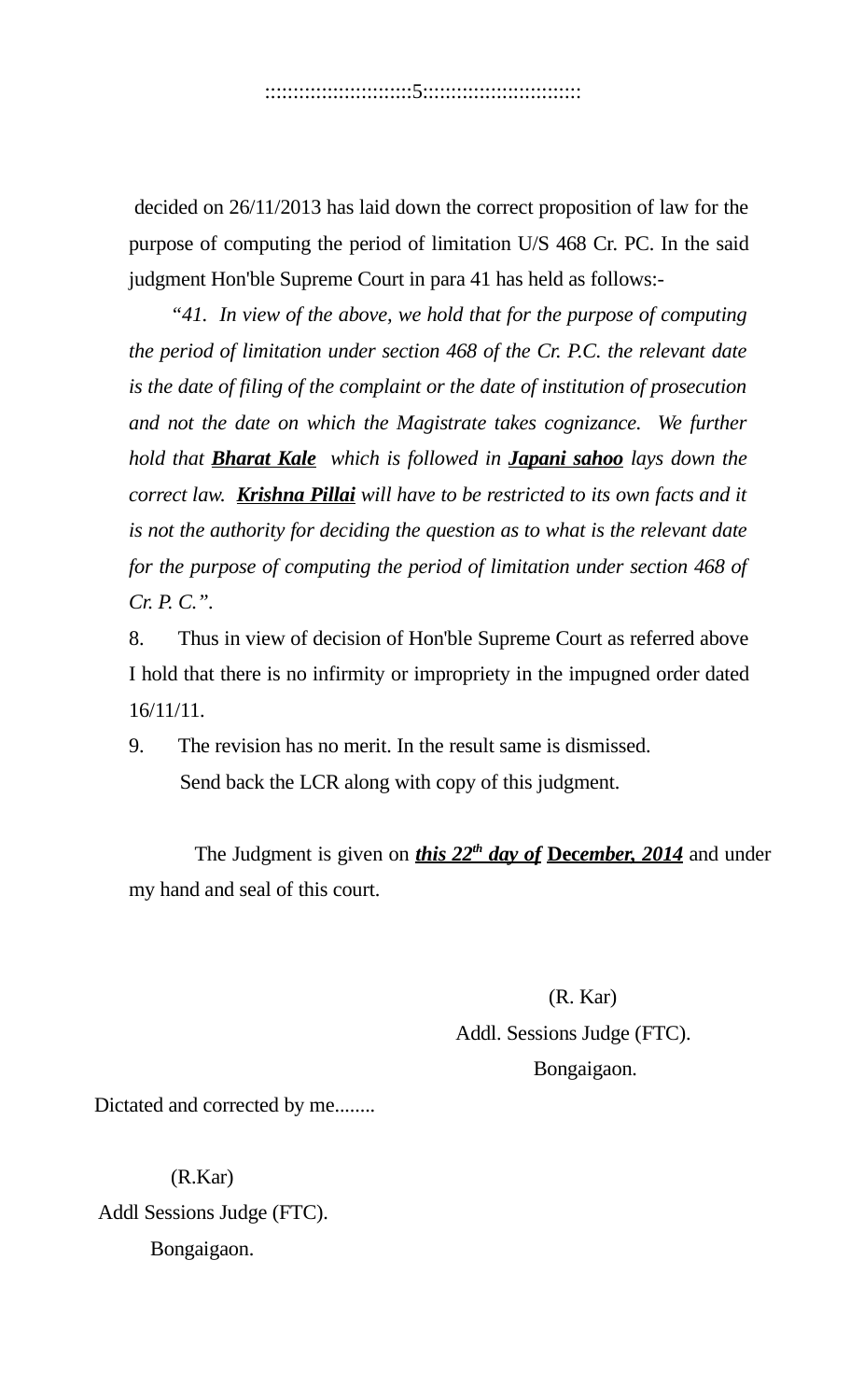decided on 26/11/2013 has laid down the correct proposition of law for the purpose of computing the period of limitation U/S 468 Cr. PC. In the said judgment Hon'ble Supreme Court in para 41 has held as follows:-

*"41. In view of the above, we hold that for the purpose of computing the period of limitation under section 468 of the Cr. P.C. the relevant date is the date of filing of the complaint or the date of institution of prosecution and not the date on which the Magistrate takes cognizance. We further hold that **Bharat Kale** which is followed in **Japani sahoo** lays down the correct law. **Krishna Pillai** will have to be restricted to its own facts and it is not the authority for deciding the question as to what is the relevant date for the purpose of computing the period of limitation under section 468 of Cr. P. C."*.

8. Thus in view of decision of Hon'ble Supreme Court as referred above I hold that there is no infirmity or impropriety in the impugned order dated 16/11/11.

9. The revision has no merit. In the result same is dismissed.

Send back the LCR along with copy of this judgment.

The Judgment is given on ***this 22nd day of* December, 2014** and under my hand and seal of this court.

(R. Kar)
Addl. Sessions Judge (FTC).
Bongaigaon.

Dictated and corrected by me........

(R.Kar)
Addl Sessions Judge (FTC).
Bongaigaon.